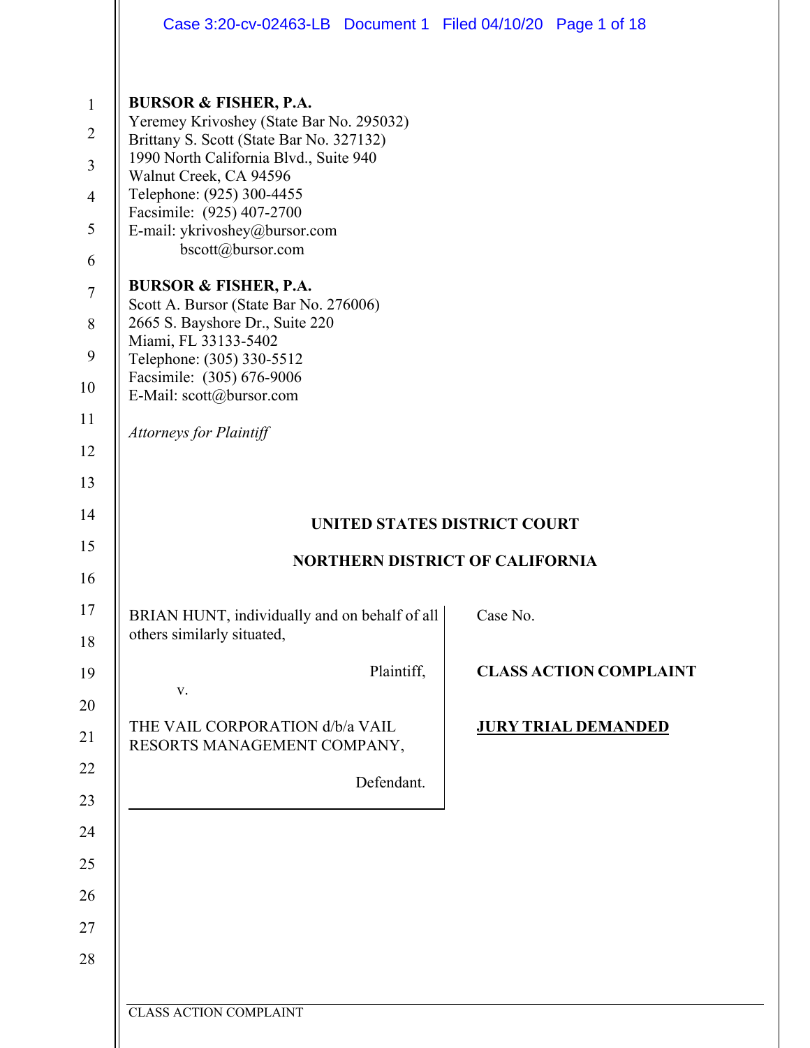**BURSOR & FISHER, P.A.**
Yeremey Krivoshey (State Bar No. 295032)
Brittany S. Scott (State Bar No. 327132)
1990 North California Blvd., Suite 940
Walnut Creek, CA 94596
Telephone: (925) 300-4455
Facsimile: (925) 407-2700
E-mail: ykrivoshey@bursor.com
bscott@bursor.com

**BURSOR & FISHER, P.A.**
Scott A. Bursor (State Bar No. 276006)
2665 S. Bayshore Dr., Suite 220
Miami, FL 33133-5402
Telephone: (305) 330-5512
Facsimile: (305) 676-9006
E-Mail: scott@bursor.com

*Attorneys for Plaintiff*

**UNITED STATES DISTRICT COURT**

**NORTHERN DISTRICT OF CALIFORNIA**

BRIAN HUNT, individually and on behalf of all others similarly situated,

Plaintiff,

v.

THE VAIL CORPORATION d/b/a VAIL RESORTS MANAGEMENT COMPANY,

Defendant.

Case No.

**CLASS ACTION COMPLAINT**

**JURY TRIAL DEMANDED**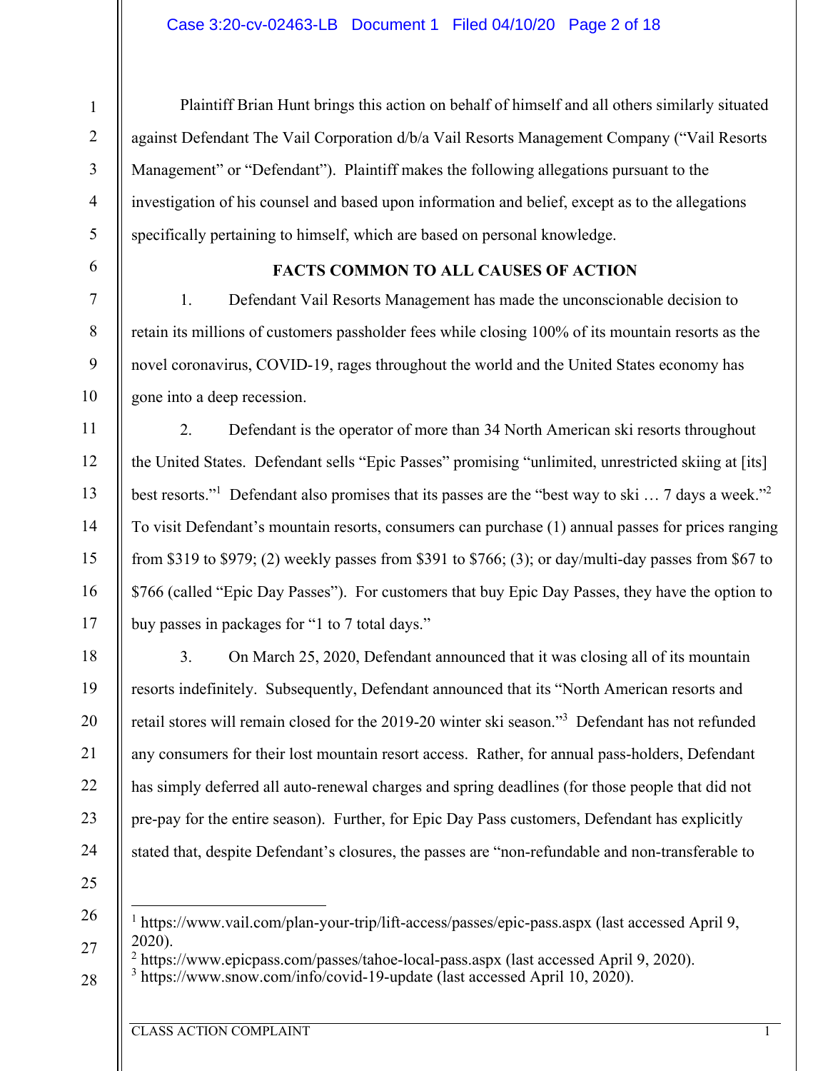Plaintiff Brian Hunt brings this action on behalf of himself and all others similarly situated against Defendant The Vail Corporation d/b/a Vail Resorts Management Company ("Vail Resorts Management" or "Defendant"). Plaintiff makes the following allegations pursuant to the investigation of his counsel and based upon information and belief, except as to the allegations specifically pertaining to himself, which are based on personal knowledge.

## FACTS COMMON TO ALL CAUSES OF ACTION

1. Defendant Vail Resorts Management has made the unconscionable decision to retain its millions of customers passholder fees while closing 100% of its mountain resorts as the novel coronavirus, COVID-19, rages throughout the world and the United States economy has gone into a deep recession.

2. Defendant is the operator of more than 34 North American ski resorts throughout the United States. Defendant sells "Epic Passes" promising "unlimited, unrestricted skiing at [its] best resorts."[1] Defendant also promises that its passes are the "best way to ski … 7 days a week."[2] To visit Defendant's mountain resorts, consumers can purchase (1) annual passes for prices ranging from $319 to $979; (2) weekly passes from $391 to $766; (3); or day/multi-day passes from $67 to $766 (called "Epic Day Passes"). For customers that buy Epic Day Passes, they have the option to buy passes in packages for "1 to 7 total days."

3. On March 25, 2020, Defendant announced that it was closing all of its mountain resorts indefinitely. Subsequently, Defendant announced that its "North American resorts and retail stores will remain closed for the 2019-20 winter ski season."[3] Defendant has not refunded any consumers for their lost mountain resort access. Rather, for annual pass-holders, Defendant has simply deferred all auto-renewal charges and spring deadlines (for those people that did not pre-pay for the entire season). Further, for Epic Day Pass customers, Defendant has explicitly stated that, despite Defendant's closures, the passes are "non-refundable and non-transferable to

---

[1] https://www.vail.com/plan-your-trip/lift-access/passes/epic-pass.aspx (last accessed April 9, 2020).

[2] https://www.epicpass.com/passes/tahoe-local-pass.aspx (last accessed April 9, 2020).

[3] https://www.snow.com/info/covid-19-update (last accessed April 10, 2020).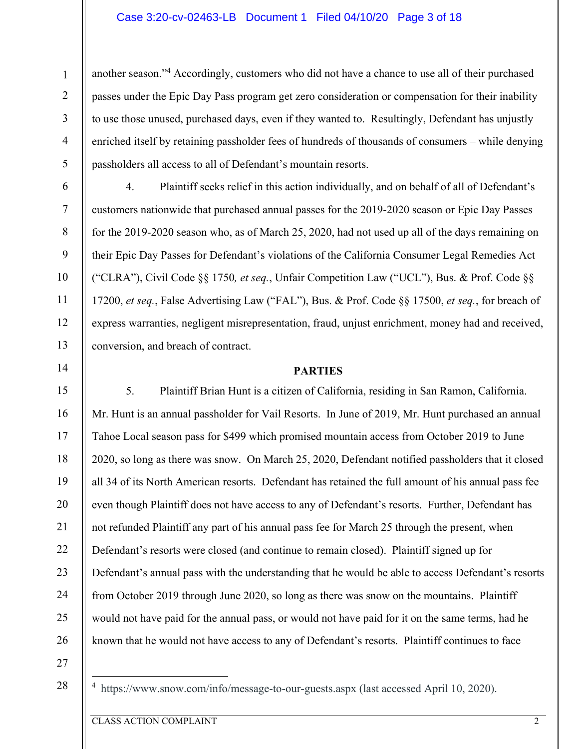another season."[4] Accordingly, customers who did not have a chance to use all of their purchased passes under the Epic Day Pass program get zero consideration or compensation for their inability to use those unused, purchased days, even if they wanted to. Resultingly, Defendant has unjustly enriched itself by retaining passholder fees of hundreds of thousands of consumers – while denying passholders all access to all of Defendant's mountain resorts.

4. Plaintiff seeks relief in this action individually, and on behalf of all of Defendant's customers nationwide that purchased annual passes for the 2019-2020 season or Epic Day Passes for the 2019-2020 season who, as of March 25, 2020, had not used up all of the days remaining on their Epic Day Passes for Defendant's violations of the California Consumer Legal Remedies Act ("CLRA"), Civil Code §§ 1750*, et seq.*, Unfair Competition Law ("UCL"), Bus. & Prof. Code §§ 17200, *et seq.*, False Advertising Law ("FAL"), Bus. & Prof. Code §§ 17500, *et seq.*, for breach of express warranties, negligent misrepresentation, fraud, unjust enrichment, money had and received, conversion, and breach of contract.

## PARTIES

5. Plaintiff Brian Hunt is a citizen of California, residing in San Ramon, California. Mr. Hunt is an annual passholder for Vail Resorts. In June of 2019, Mr. Hunt purchased an annual Tahoe Local season pass for $499 which promised mountain access from October 2019 to June 2020, so long as there was snow. On March 25, 2020, Defendant notified passholders that it closed all 34 of its North American resorts. Defendant has retained the full amount of his annual pass fee even though Plaintiff does not have access to any of Defendant's resorts. Further, Defendant has not refunded Plaintiff any part of his annual pass fee for March 25 through the present, when Defendant's resorts were closed (and continue to remain closed). Plaintiff signed up for Defendant's annual pass with the understanding that he would be able to access Defendant's resorts from October 2019 through June 2020, so long as there was snow on the mountains. Plaintiff would not have paid for the annual pass, or would not have paid for it on the same terms, had he known that he would not have access to any of Defendant's resorts. Plaintiff continues to face

---

[4] https://www.snow.com/info/message-to-our-guests.aspx (last accessed April 10, 2020).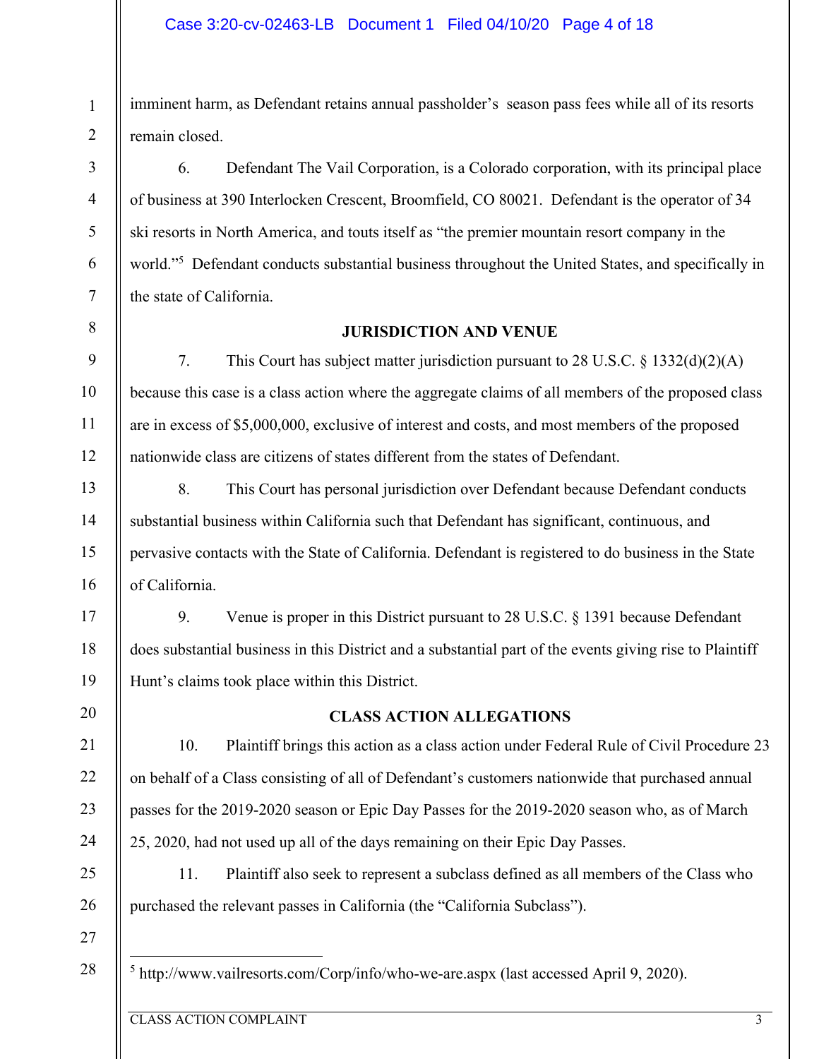imminent harm, as Defendant retains annual passholder's  season pass fees while all of its resorts remain closed.

6. Defendant The Vail Corporation, is a Colorado corporation, with its principal place of business at 390 Interlocken Crescent, Broomfield, CO 80021. Defendant is the operator of 34 ski resorts in North America, and touts itself as "the premier mountain resort company in the world."[5] Defendant conducts substantial business throughout the United States, and specifically in the state of California.

## JURISDICTION AND VENUE

7. This Court has subject matter jurisdiction pursuant to 28 U.S.C. § 1332(d)(2)(A) because this case is a class action where the aggregate claims of all members of the proposed class are in excess of $5,000,000, exclusive of interest and costs, and most members of the proposed nationwide class are citizens of states different from the states of Defendant.

8. This Court has personal jurisdiction over Defendant because Defendant conducts substantial business within California such that Defendant has significant, continuous, and pervasive contacts with the State of California. Defendant is registered to do business in the State of California.

9. Venue is proper in this District pursuant to 28 U.S.C. § 1391 because Defendant does substantial business in this District and a substantial part of the events giving rise to Plaintiff Hunt's claims took place within this District.

## CLASS ACTION ALLEGATIONS

10. Plaintiff brings this action as a class action under Federal Rule of Civil Procedure 23 on behalf of a Class consisting of all of Defendant's customers nationwide that purchased annual passes for the 2019-2020 season or Epic Day Passes for the 2019-2020 season who, as of March 25, 2020, had not used up all of the days remaining on their Epic Day Passes.

11. Plaintiff also seek to represent a subclass defined as all members of the Class who purchased the relevant passes in California (the "California Subclass").

---

[5] http://www.vailresorts.com/Corp/info/who-we-are.aspx (last accessed April 9, 2020).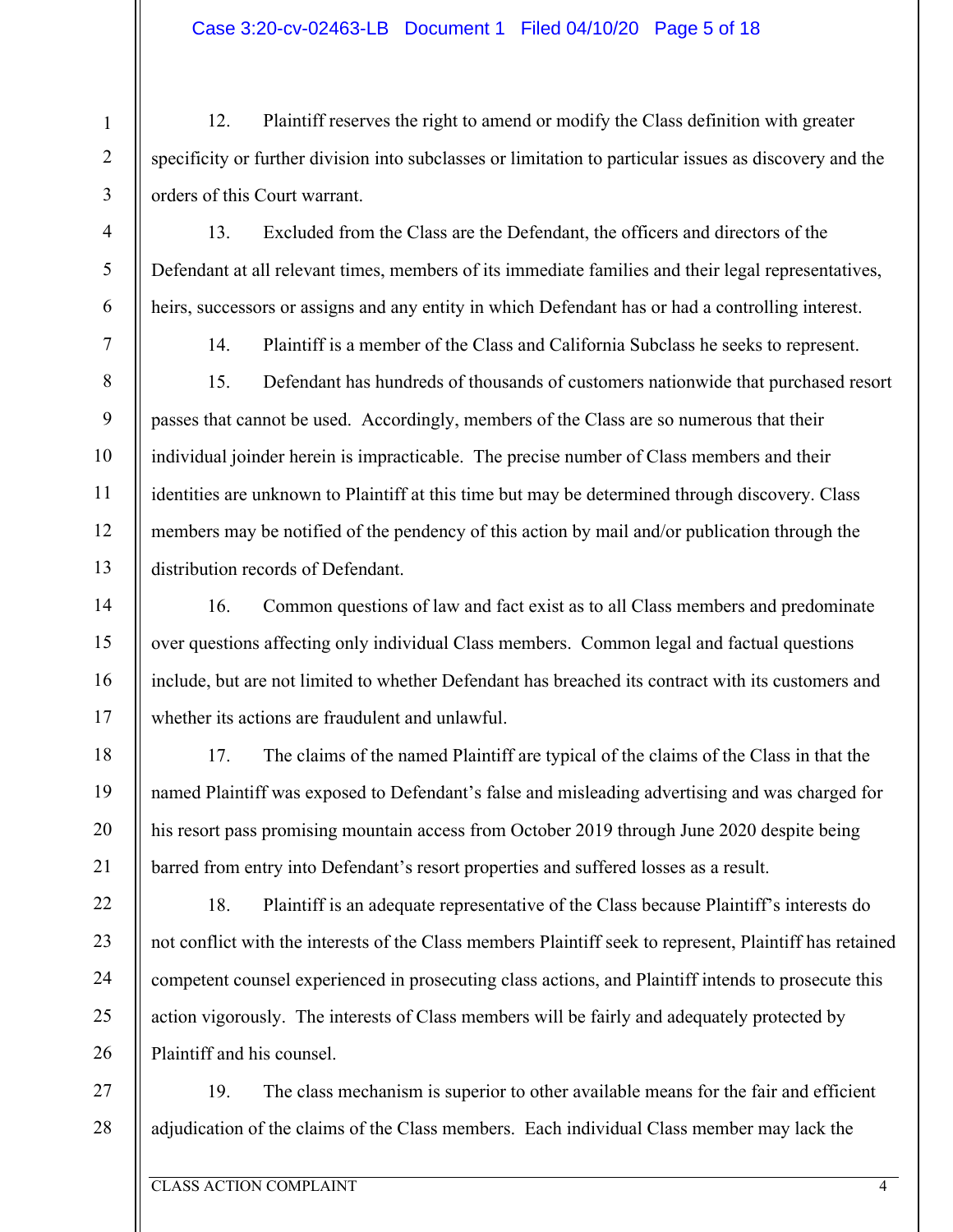12. Plaintiff reserves the right to amend or modify the Class definition with greater specificity or further division into subclasses or limitation to particular issues as discovery and the orders of this Court warrant.

13. Excluded from the Class are the Defendant, the officers and directors of the Defendant at all relevant times, members of its immediate families and their legal representatives, heirs, successors or assigns and any entity in which Defendant has or had a controlling interest.

14. Plaintiff is a member of the Class and California Subclass he seeks to represent.

15. Defendant has hundreds of thousands of customers nationwide that purchased resort passes that cannot be used. Accordingly, members of the Class are so numerous that their individual joinder herein is impracticable. The precise number of Class members and their identities are unknown to Plaintiff at this time but may be determined through discovery. Class members may be notified of the pendency of this action by mail and/or publication through the distribution records of Defendant.

16. Common questions of law and fact exist as to all Class members and predominate over questions affecting only individual Class members. Common legal and factual questions include, but are not limited to whether Defendant has breached its contract with its customers and whether its actions are fraudulent and unlawful.

17. The claims of the named Plaintiff are typical of the claims of the Class in that the named Plaintiff was exposed to Defendant's false and misleading advertising and was charged for his resort pass promising mountain access from October 2019 through June 2020 despite being barred from entry into Defendant's resort properties and suffered losses as a result.

18. Plaintiff is an adequate representative of the Class because Plaintiff's interests do not conflict with the interests of the Class members Plaintiff seek to represent, Plaintiff has retained competent counsel experienced in prosecuting class actions, and Plaintiff intends to prosecute this action vigorously. The interests of Class members will be fairly and adequately protected by Plaintiff and his counsel.

19. The class mechanism is superior to other available means for the fair and efficient adjudication of the claims of the Class members. Each individual Class member may lack the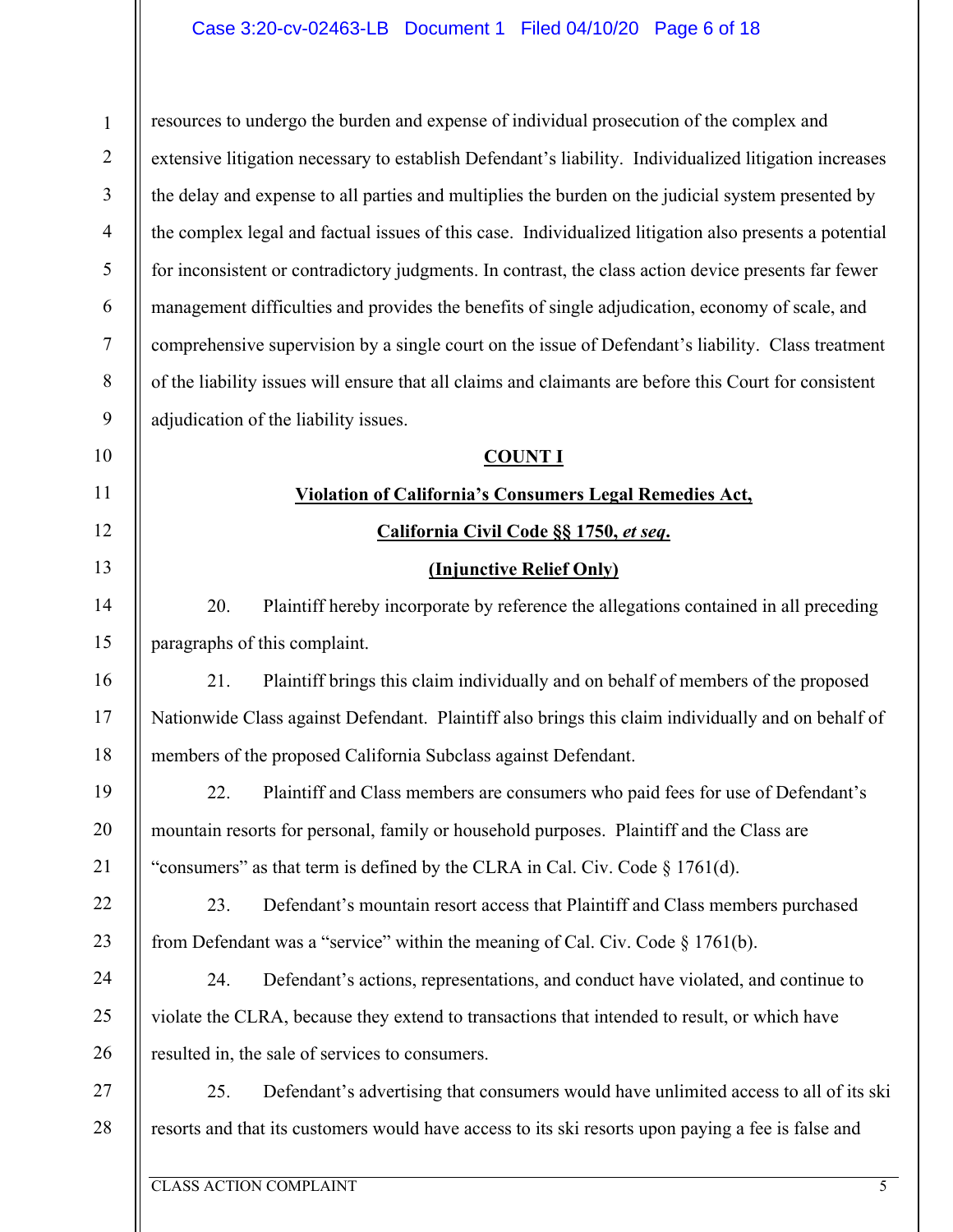resources to undergo the burden and expense of individual prosecution of the complex and extensive litigation necessary to establish Defendant's liability. Individualized litigation increases the delay and expense to all parties and multiplies the burden on the judicial system presented by the complex legal and factual issues of this case. Individualized litigation also presents a potential for inconsistent or contradictory judgments. In contrast, the class action device presents far fewer management difficulties and provides the benefits of single adjudication, economy of scale, and comprehensive supervision by a single court on the issue of Defendant's liability. Class treatment of the liability issues will ensure that all claims and claimants are before this Court for consistent adjudication of the liability issues.

**COUNT I**

**Violation of California's Consumers Legal Remedies Act,**

**California Civil Code §§ 1750, *et seq*.**

**(Injunctive Relief Only)**

20. Plaintiff hereby incorporate by reference the allegations contained in all preceding paragraphs of this complaint.

21. Plaintiff brings this claim individually and on behalf of members of the proposed Nationwide Class against Defendant. Plaintiff also brings this claim individually and on behalf of members of the proposed California Subclass against Defendant.

22. Plaintiff and Class members are consumers who paid fees for use of Defendant's mountain resorts for personal, family or household purposes. Plaintiff and the Class are "consumers" as that term is defined by the CLRA in Cal. Civ. Code § 1761(d).

23. Defendant's mountain resort access that Plaintiff and Class members purchased from Defendant was a "service" within the meaning of Cal. Civ. Code § 1761(b).

24. Defendant's actions, representations, and conduct have violated, and continue to violate the CLRA, because they extend to transactions that intended to result, or which have resulted in, the sale of services to consumers.

25. Defendant's advertising that consumers would have unlimited access to all of its ski resorts and that its customers would have access to its ski resorts upon paying a fee is false and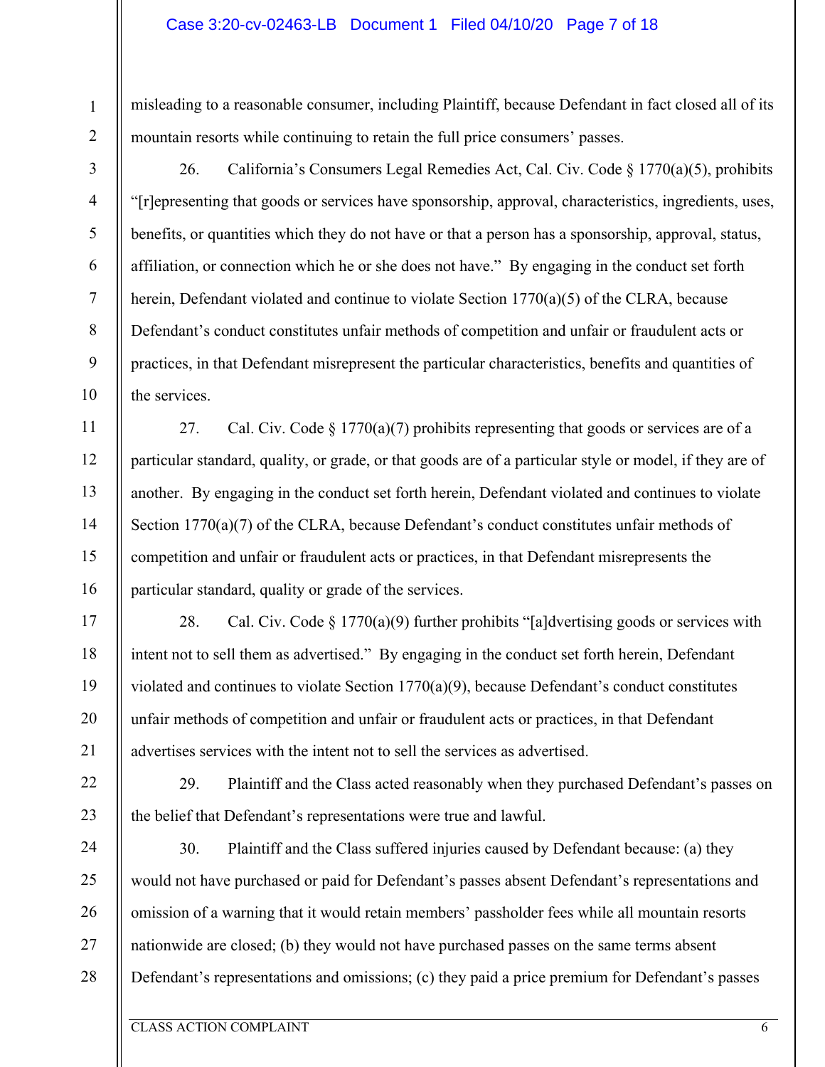misleading to a reasonable consumer, including Plaintiff, because Defendant in fact closed all of its mountain resorts while continuing to retain the full price consumers' passes.

26. California's Consumers Legal Remedies Act, Cal. Civ. Code § 1770(a)(5), prohibits "[r]epresenting that goods or services have sponsorship, approval, characteristics, ingredients, uses, benefits, or quantities which they do not have or that a person has a sponsorship, approval, status, affiliation, or connection which he or she does not have." By engaging in the conduct set forth herein, Defendant violated and continue to violate Section 1770(a)(5) of the CLRA, because Defendant's conduct constitutes unfair methods of competition and unfair or fraudulent acts or practices, in that Defendant misrepresent the particular characteristics, benefits and quantities of the services.

27. Cal. Civ. Code § 1770(a)(7) prohibits representing that goods or services are of a particular standard, quality, or grade, or that goods are of a particular style or model, if they are of another. By engaging in the conduct set forth herein, Defendant violated and continues to violate Section 1770(a)(7) of the CLRA, because Defendant's conduct constitutes unfair methods of competition and unfair or fraudulent acts or practices, in that Defendant misrepresents the particular standard, quality or grade of the services.

28. Cal. Civ. Code § 1770(a)(9) further prohibits "[a]dvertising goods or services with intent not to sell them as advertised." By engaging in the conduct set forth herein, Defendant violated and continues to violate Section 1770(a)(9), because Defendant's conduct constitutes unfair methods of competition and unfair or fraudulent acts or practices, in that Defendant advertises services with the intent not to sell the services as advertised.

29. Plaintiff and the Class acted reasonably when they purchased Defendant's passes on the belief that Defendant's representations were true and lawful.

30. Plaintiff and the Class suffered injuries caused by Defendant because: (a) they would not have purchased or paid for Defendant's passes absent Defendant's representations and omission of a warning that it would retain members' passholder fees while all mountain resorts nationwide are closed; (b) they would not have purchased passes on the same terms absent Defendant's representations and omissions; (c) they paid a price premium for Defendant's passes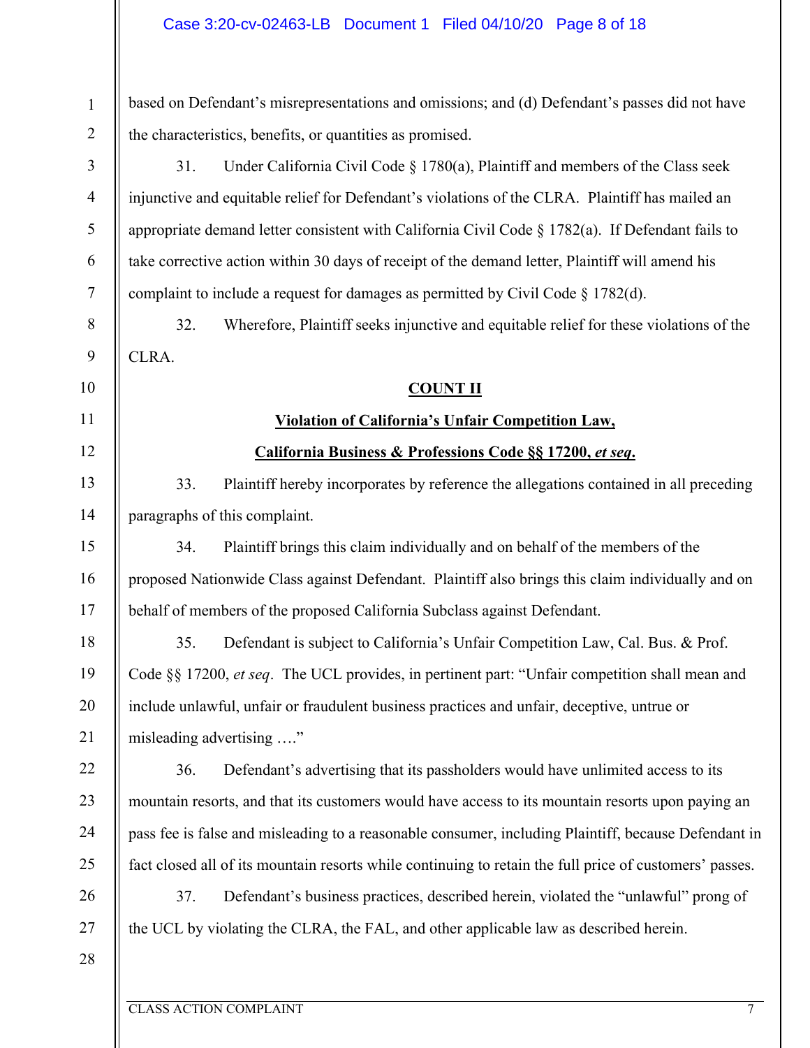based on Defendant's misrepresentations and omissions; and (d) Defendant's passes did not have the characteristics, benefits, or quantities as promised.

31. Under California Civil Code § 1780(a), Plaintiff and members of the Class seek injunctive and equitable relief for Defendant's violations of the CLRA. Plaintiff has mailed an appropriate demand letter consistent with California Civil Code § 1782(a). If Defendant fails to take corrective action within 30 days of receipt of the demand letter, Plaintiff will amend his complaint to include a request for damages as permitted by Civil Code § 1782(d).

32. Wherefore, Plaintiff seeks injunctive and equitable relief for these violations of the CLRA.

**COUNT II**

**Violation of California's Unfair Competition Law,**

**California Business & Professions Code §§ 17200, *et seq*.**

33. Plaintiff hereby incorporates by reference the allegations contained in all preceding paragraphs of this complaint.

34. Plaintiff brings this claim individually and on behalf of the members of the proposed Nationwide Class against Defendant. Plaintiff also brings this claim individually and on behalf of members of the proposed California Subclass against Defendant.

35. Defendant is subject to California's Unfair Competition Law, Cal. Bus. & Prof. Code §§ 17200, *et seq*. The UCL provides, in pertinent part: "Unfair competition shall mean and include unlawful, unfair or fraudulent business practices and unfair, deceptive, untrue or misleading advertising …."

36. Defendant's advertising that its passholders would have unlimited access to its mountain resorts, and that its customers would have access to its mountain resorts upon paying an pass fee is false and misleading to a reasonable consumer, including Plaintiff, because Defendant in fact closed all of its mountain resorts while continuing to retain the full price of customers' passes.

37. Defendant's business practices, described herein, violated the "unlawful" prong of the UCL by violating the CLRA, the FAL, and other applicable law as described herein.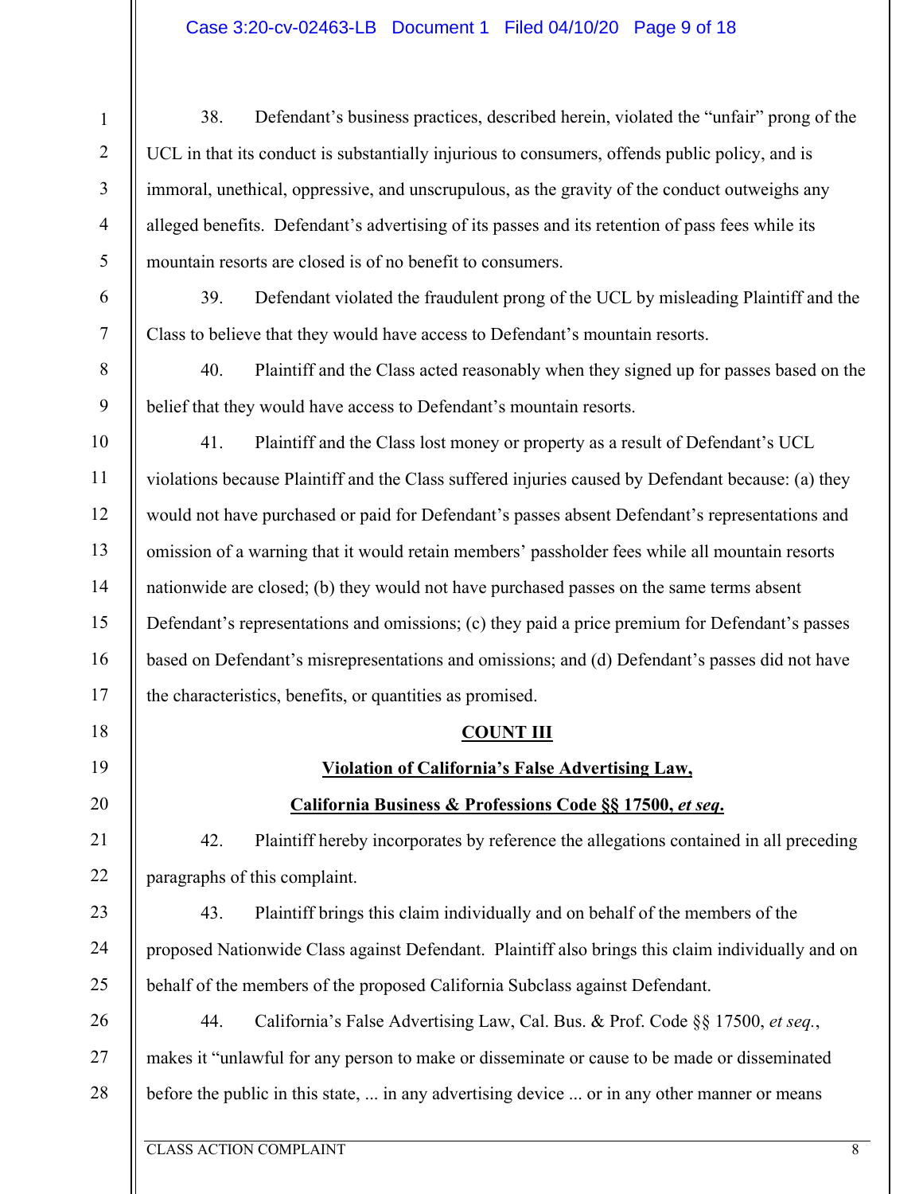38. Defendant's business practices, described herein, violated the "unfair" prong of the UCL in that its conduct is substantially injurious to consumers, offends public policy, and is immoral, unethical, oppressive, and unscrupulous, as the gravity of the conduct outweighs any alleged benefits. Defendant's advertising of its passes and its retention of pass fees while its mountain resorts are closed is of no benefit to consumers.

39. Defendant violated the fraudulent prong of the UCL by misleading Plaintiff and the Class to believe that they would have access to Defendant's mountain resorts.

40. Plaintiff and the Class acted reasonably when they signed up for passes based on the belief that they would have access to Defendant's mountain resorts.

41. Plaintiff and the Class lost money or property as a result of Defendant's UCL violations because Plaintiff and the Class suffered injuries caused by Defendant because: (a) they would not have purchased or paid for Defendant's passes absent Defendant's representations and omission of a warning that it would retain members' passholder fees while all mountain resorts nationwide are closed; (b) they would not have purchased passes on the same terms absent Defendant's representations and omissions; (c) they paid a price premium for Defendant's passes based on Defendant's misrepresentations and omissions; and (d) Defendant's passes did not have the characteristics, benefits, or quantities as promised.

**COUNT III**

**Violation of California's False Advertising Law,**

**California Business & Professions Code §§ 17500, *et seq*.**

42. Plaintiff hereby incorporates by reference the allegations contained in all preceding paragraphs of this complaint.

43. Plaintiff brings this claim individually and on behalf of the members of the proposed Nationwide Class against Defendant. Plaintiff also brings this claim individually and on behalf of the members of the proposed California Subclass against Defendant.

44. California's False Advertising Law, Cal. Bus. & Prof. Code §§ 17500, *et seq.*, makes it "unlawful for any person to make or disseminate or cause to be made or disseminated before the public in this state, ... in any advertising device ... or in any other manner or means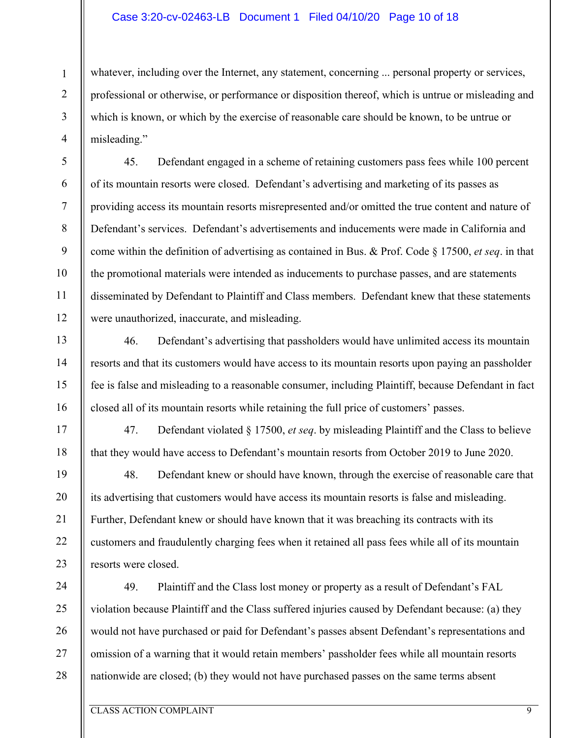whatever, including over the Internet, any statement, concerning ... personal property or services, professional or otherwise, or performance or disposition thereof, which is untrue or misleading and which is known, or which by the exercise of reasonable care should be known, to be untrue or misleading."

45. Defendant engaged in a scheme of retaining customers pass fees while 100 percent of its mountain resorts were closed. Defendant's advertising and marketing of its passes as providing access its mountain resorts misrepresented and/or omitted the true content and nature of Defendant's services. Defendant's advertisements and inducements were made in California and come within the definition of advertising as contained in Bus. & Prof. Code § 17500, *et seq*. in that the promotional materials were intended as inducements to purchase passes, and are statements disseminated by Defendant to Plaintiff and Class members. Defendant knew that these statements were unauthorized, inaccurate, and misleading.

46. Defendant's advertising that passholders would have unlimited access its mountain resorts and that its customers would have access to its mountain resorts upon paying an passholder fee is false and misleading to a reasonable consumer, including Plaintiff, because Defendant in fact closed all of its mountain resorts while retaining the full price of customers' passes.

47. Defendant violated § 17500, *et seq*. by misleading Plaintiff and the Class to believe that they would have access to Defendant's mountain resorts from October 2019 to June 2020.

48. Defendant knew or should have known, through the exercise of reasonable care that its advertising that customers would have access its mountain resorts is false and misleading. Further, Defendant knew or should have known that it was breaching its contracts with its customers and fraudulently charging fees when it retained all pass fees while all of its mountain resorts were closed.

49. Plaintiff and the Class lost money or property as a result of Defendant's FAL violation because Plaintiff and the Class suffered injuries caused by Defendant because: (a) they would not have purchased or paid for Defendant's passes absent Defendant's representations and omission of a warning that it would retain members' passholder fees while all mountain resorts nationwide are closed; (b) they would not have purchased passes on the same terms absent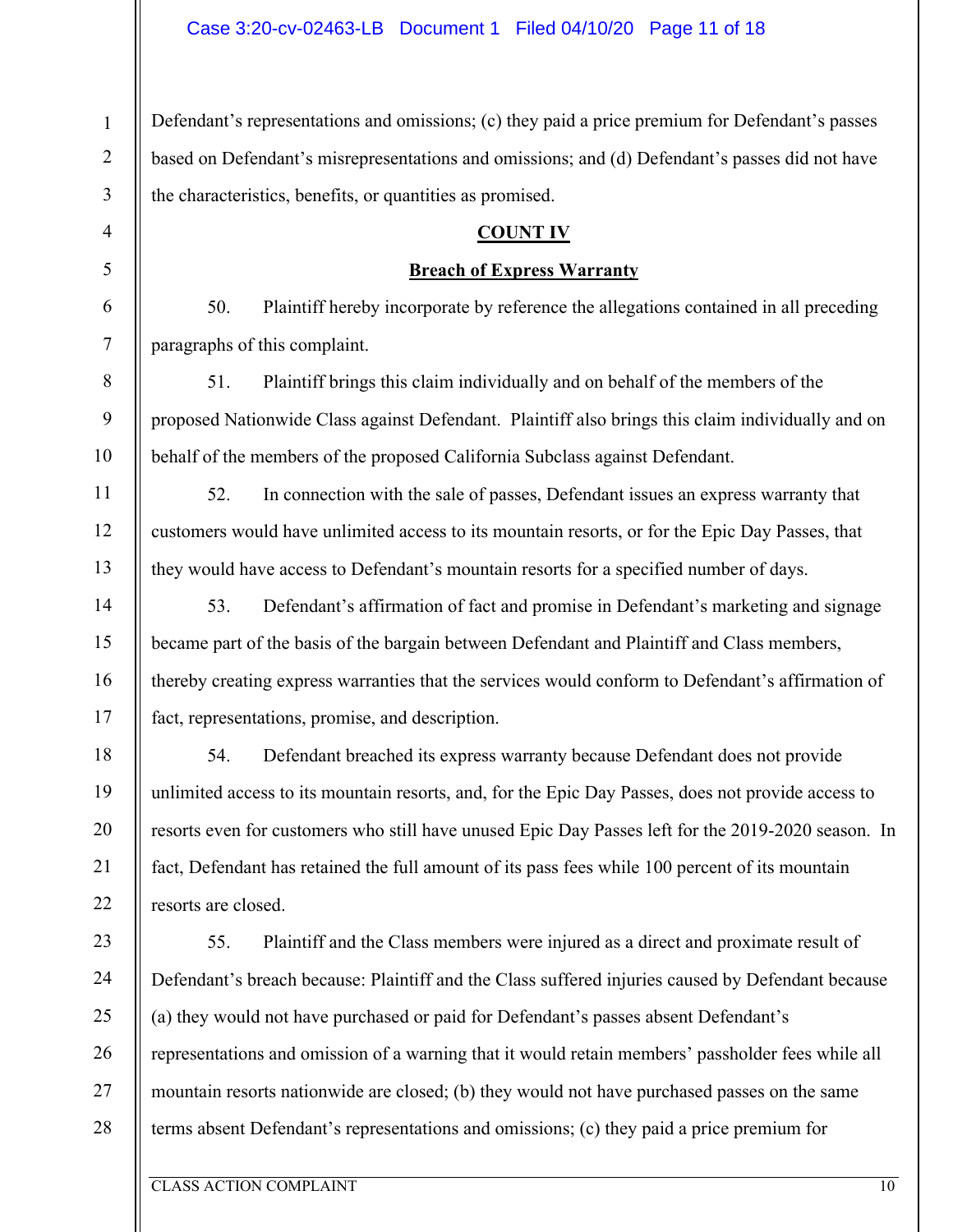Defendant's representations and omissions; (c) they paid a price premium for Defendant's passes based on Defendant's misrepresentations and omissions; and (d) Defendant's passes did not have the characteristics, benefits, or quantities as promised.

**COUNT IV**

**Breach of Express Warranty**

50. Plaintiff hereby incorporate by reference the allegations contained in all preceding paragraphs of this complaint.

51. Plaintiff brings this claim individually and on behalf of the members of the proposed Nationwide Class against Defendant. Plaintiff also brings this claim individually and on behalf of the members of the proposed California Subclass against Defendant.

52. In connection with the sale of passes, Defendant issues an express warranty that customers would have unlimited access to its mountain resorts, or for the Epic Day Passes, that they would have access to Defendant's mountain resorts for a specified number of days.

53. Defendant's affirmation of fact and promise in Defendant's marketing and signage became part of the basis of the bargain between Defendant and Plaintiff and Class members, thereby creating express warranties that the services would conform to Defendant's affirmation of fact, representations, promise, and description.

54. Defendant breached its express warranty because Defendant does not provide unlimited access to its mountain resorts, and, for the Epic Day Passes, does not provide access to resorts even for customers who still have unused Epic Day Passes left for the 2019-2020 season. In fact, Defendant has retained the full amount of its pass fees while 100 percent of its mountain resorts are closed.

55. Plaintiff and the Class members were injured as a direct and proximate result of Defendant's breach because: Plaintiff and the Class suffered injuries caused by Defendant because (a) they would not have purchased or paid for Defendant's passes absent Defendant's representations and omission of a warning that it would retain members' passholder fees while all mountain resorts nationwide are closed; (b) they would not have purchased passes on the same terms absent Defendant's representations and omissions; (c) they paid a price premium for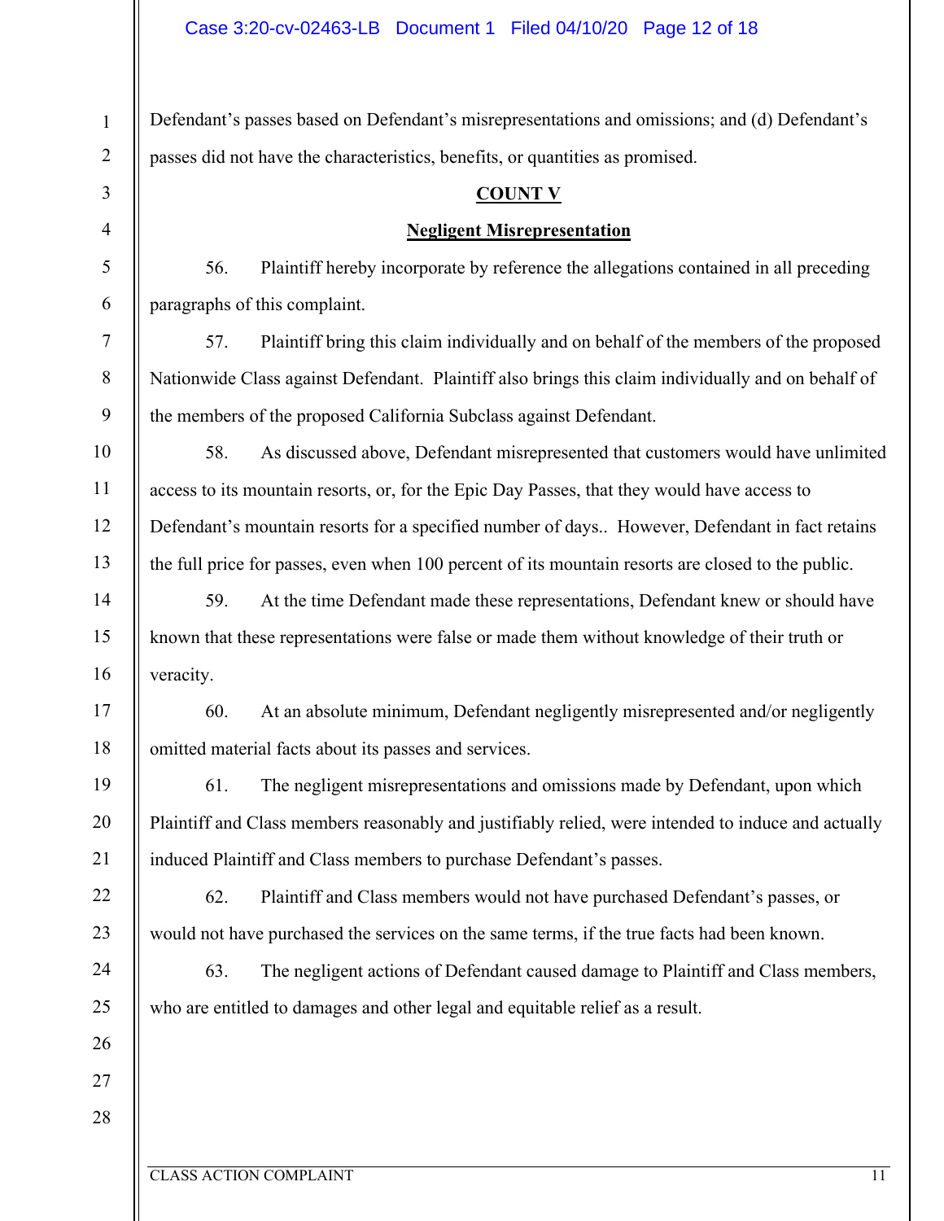Defendant's passes based on Defendant's misrepresentations and omissions; and (d) Defendant's passes did not have the characteristics, benefits, or quantities as promised.

## COUNT V

## Negligent Misrepresentation

56. Plaintiff hereby incorporate by reference the allegations contained in all preceding paragraphs of this complaint.

57. Plaintiff bring this claim individually and on behalf of the members of the proposed Nationwide Class against Defendant. Plaintiff also brings this claim individually and on behalf of the members of the proposed California Subclass against Defendant.

58. As discussed above, Defendant misrepresented that customers would have unlimited access to its mountain resorts, or, for the Epic Day Passes, that they would have access to Defendant's mountain resorts for a specified number of days.. However, Defendant in fact retains the full price for passes, even when 100 percent of its mountain resorts are closed to the public.

59. At the time Defendant made these representations, Defendant knew or should have known that these representations were false or made them without knowledge of their truth or veracity.

60. At an absolute minimum, Defendant negligently misrepresented and/or negligently omitted material facts about its passes and services.

61. The negligent misrepresentations and omissions made by Defendant, upon which Plaintiff and Class members reasonably and justifiably relied, were intended to induce and actually induced Plaintiff and Class members to purchase Defendant's passes.

62. Plaintiff and Class members would not have purchased Defendant's passes, or would not have purchased the services on the same terms, if the true facts had been known.

63. The negligent actions of Defendant caused damage to Plaintiff and Class members, who are entitled to damages and other legal and equitable relief as a result.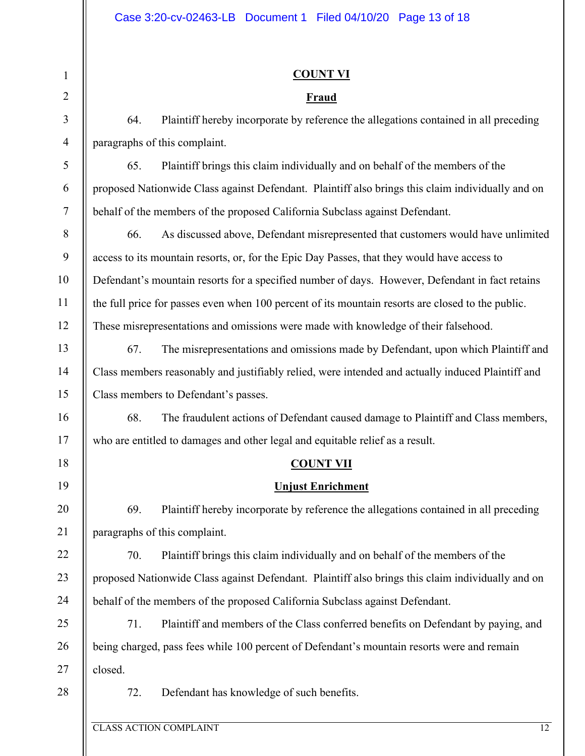**COUNT VI**

**Fraud**

64. Plaintiff hereby incorporate by reference the allegations contained in all preceding paragraphs of this complaint.

65. Plaintiff brings this claim individually and on behalf of the members of the proposed Nationwide Class against Defendant. Plaintiff also brings this claim individually and on behalf of the members of the proposed California Subclass against Defendant.

66. As discussed above, Defendant misrepresented that customers would have unlimited access to its mountain resorts, or, for the Epic Day Passes, that they would have access to Defendant's mountain resorts for a specified number of days. However, Defendant in fact retains the full price for passes even when 100 percent of its mountain resorts are closed to the public. These misrepresentations and omissions were made with knowledge of their falsehood.

67. The misrepresentations and omissions made by Defendant, upon which Plaintiff and Class members reasonably and justifiably relied, were intended and actually induced Plaintiff and Class members to Defendant's passes.

68. The fraudulent actions of Defendant caused damage to Plaintiff and Class members, who are entitled to damages and other legal and equitable relief as a result.

**COUNT VII**

**Unjust Enrichment**

69. Plaintiff hereby incorporate by reference the allegations contained in all preceding paragraphs of this complaint.

70. Plaintiff brings this claim individually and on behalf of the members of the proposed Nationwide Class against Defendant. Plaintiff also brings this claim individually and on behalf of the members of the proposed California Subclass against Defendant.

71. Plaintiff and members of the Class conferred benefits on Defendant by paying, and being charged, pass fees while 100 percent of Defendant's mountain resorts were and remain closed.

72. Defendant has knowledge of such benefits.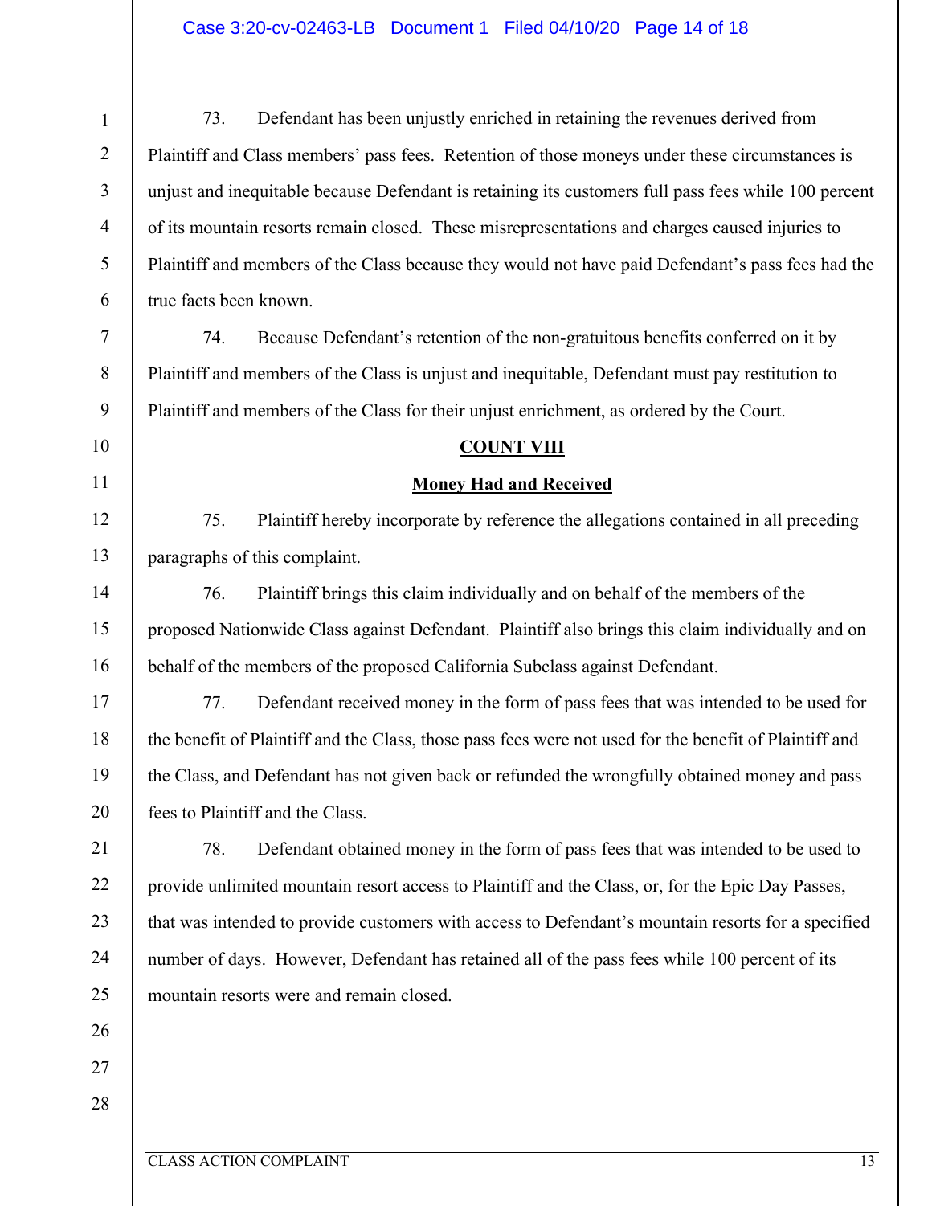73. Defendant has been unjustly enriched in retaining the revenues derived from Plaintiff and Class members' pass fees. Retention of those moneys under these circumstances is unjust and inequitable because Defendant is retaining its customers full pass fees while 100 percent of its mountain resorts remain closed. These misrepresentations and charges caused injuries to Plaintiff and members of the Class because they would not have paid Defendant's pass fees had the true facts been known.

74. Because Defendant's retention of the non-gratuitous benefits conferred on it by Plaintiff and members of the Class is unjust and inequitable, Defendant must pay restitution to Plaintiff and members of the Class for their unjust enrichment, as ordered by the Court.

**COUNT VIII**

**Money Had and Received**

75. Plaintiff hereby incorporate by reference the allegations contained in all preceding paragraphs of this complaint.

76. Plaintiff brings this claim individually and on behalf of the members of the proposed Nationwide Class against Defendant. Plaintiff also brings this claim individually and on behalf of the members of the proposed California Subclass against Defendant.

77. Defendant received money in the form of pass fees that was intended to be used for the benefit of Plaintiff and the Class, those pass fees were not used for the benefit of Plaintiff and the Class, and Defendant has not given back or refunded the wrongfully obtained money and pass fees to Plaintiff and the Class.

78. Defendant obtained money in the form of pass fees that was intended to be used to provide unlimited mountain resort access to Plaintiff and the Class, or, for the Epic Day Passes, that was intended to provide customers with access to Defendant's mountain resorts for a specified number of days. However, Defendant has retained all of the pass fees while 100 percent of its mountain resorts were and remain closed.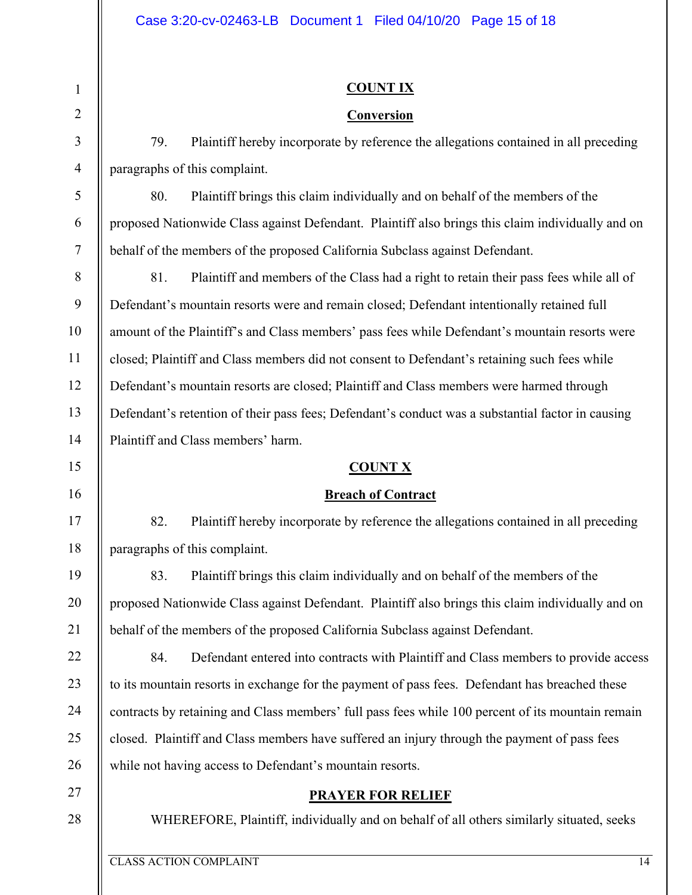**COUNT IX**

**Conversion**

79. Plaintiff hereby incorporate by reference the allegations contained in all preceding paragraphs of this complaint.

80. Plaintiff brings this claim individually and on behalf of the members of the proposed Nationwide Class against Defendant. Plaintiff also brings this claim individually and on behalf of the members of the proposed California Subclass against Defendant.

81. Plaintiff and members of the Class had a right to retain their pass fees while all of Defendant's mountain resorts were and remain closed; Defendant intentionally retained full amount of the Plaintiff's and Class members' pass fees while Defendant's mountain resorts were closed; Plaintiff and Class members did not consent to Defendant's retaining such fees while Defendant's mountain resorts are closed; Plaintiff and Class members were harmed through Defendant's retention of their pass fees; Defendant's conduct was a substantial factor in causing Plaintiff and Class members' harm.

**COUNT X**

**Breach of Contract**

82. Plaintiff hereby incorporate by reference the allegations contained in all preceding paragraphs of this complaint.

83. Plaintiff brings this claim individually and on behalf of the members of the proposed Nationwide Class against Defendant. Plaintiff also brings this claim individually and on behalf of the members of the proposed California Subclass against Defendant.

84. Defendant entered into contracts with Plaintiff and Class members to provide access to its mountain resorts in exchange for the payment of pass fees. Defendant has breached these contracts by retaining and Class members' full pass fees while 100 percent of its mountain remain closed. Plaintiff and Class members have suffered an injury through the payment of pass fees while not having access to Defendant's mountain resorts.

**PRAYER FOR RELIEF**

WHEREFORE, Plaintiff, individually and on behalf of all others similarly situated, seeks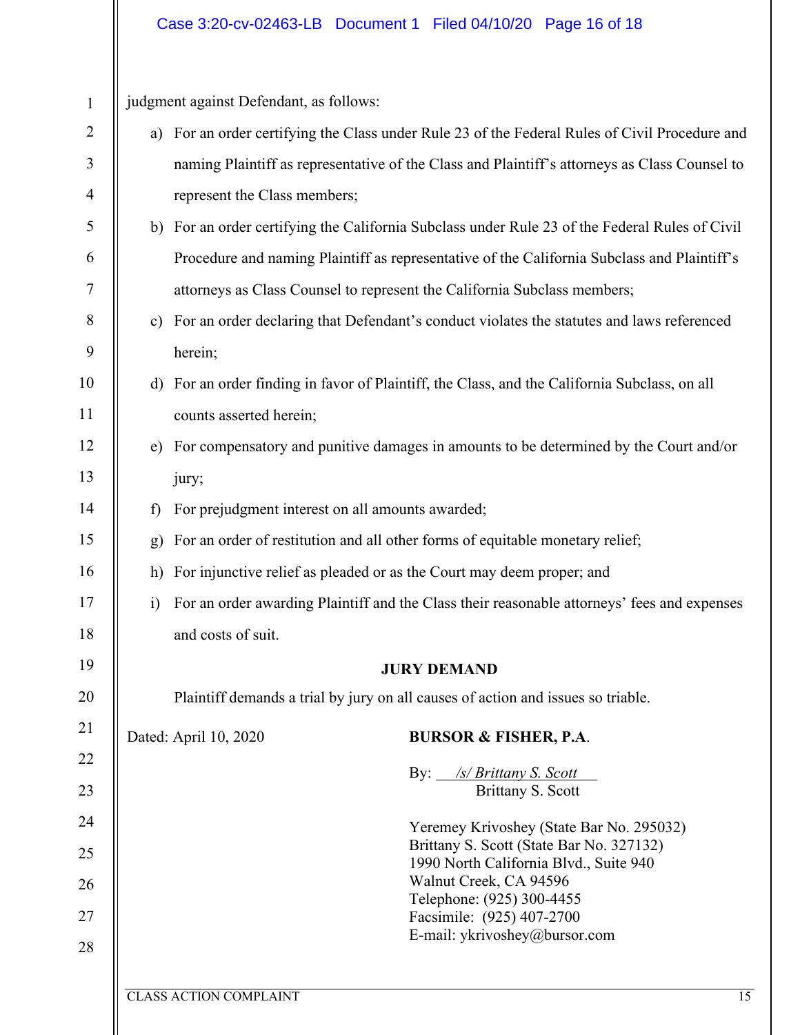judgment against Defendant, as follows:

a) For an order certifying the Class under Rule 23 of the Federal Rules of Civil Procedure and naming Plaintiff as representative of the Class and Plaintiff's attorneys as Class Counsel to represent the Class members;

b) For an order certifying the California Subclass under Rule 23 of the Federal Rules of Civil Procedure and naming Plaintiff as representative of the California Subclass and Plaintiff's attorneys as Class Counsel to represent the California Subclass members;

c) For an order declaring that Defendant's conduct violates the statutes and laws referenced herein;

d) For an order finding in favor of Plaintiff, the Class, and the California Subclass, on all counts asserted herein;

e) For compensatory and punitive damages in amounts to be determined by the Court and/or jury;

f) For prejudgment interest on all amounts awarded;

g) For an order of restitution and all other forms of equitable monetary relief;

h) For injunctive relief as pleaded or as the Court may deem proper; and

i) For an order awarding Plaintiff and the Class their reasonable attorneys' fees and expenses and costs of suit.

## JURY DEMAND

Plaintiff demands a trial by jury on all causes of action and issues so triable.

Dated: April 10, 2020

**BURSOR & FISHER, P.A.**

By: *__/s/ Brittany S. Scott__*
Brittany S. Scott

Yeremey Krivoshey (State Bar No. 295032)
Brittany S. Scott (State Bar No. 327132)
1990 North California Blvd., Suite 940
Walnut Creek, CA 94596
Telephone: (925) 300-4455
Facsimile: (925) 407-2700
E-mail: ykrivoshey@bursor.com

CLASS ACTION COMPLAINT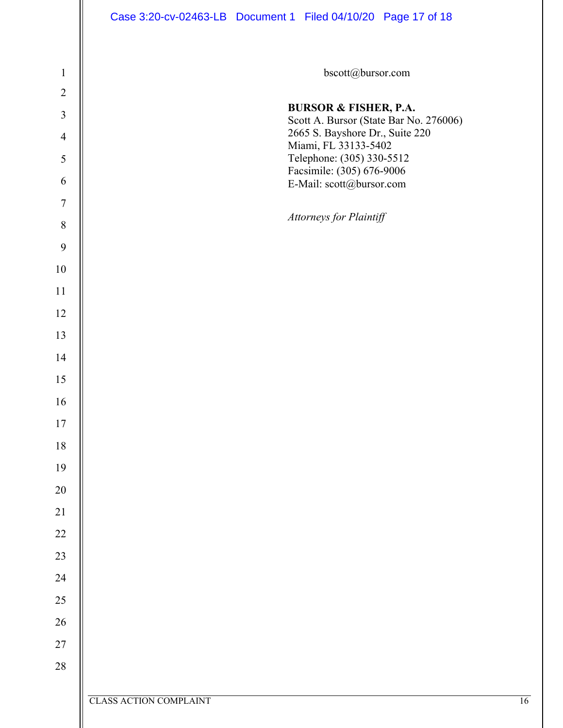bscott@bursor.com

**BURSOR & FISHER, P.A.**
Scott A. Bursor (State Bar No. 276006)
2665 S. Bayshore Dr., Suite 220
Miami, FL 33133-5402
Telephone: (305) 330-5512
Facsimile: (305) 676-9006
E-Mail: scott@bursor.com

*Attorneys for Plaintiff*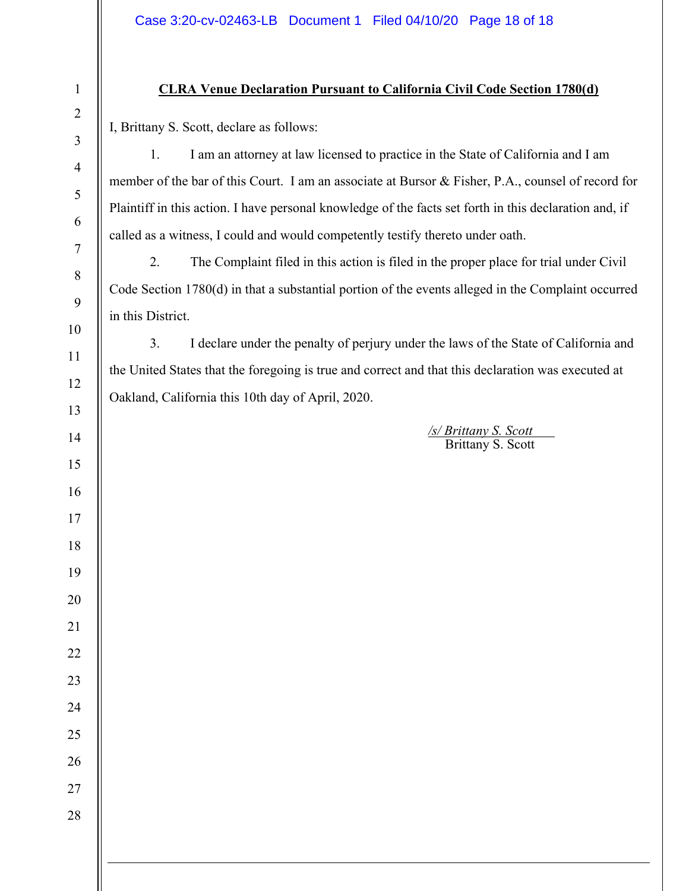**CLRA Venue Declaration Pursuant to California Civil Code Section 1780(d)**

I, Brittany S. Scott, declare as follows:

1. I am an attorney at law licensed to practice in the State of California and I am member of the bar of this Court. I am an associate at Bursor & Fisher, P.A., counsel of record for Plaintiff in this action. I have personal knowledge of the facts set forth in this declaration and, if called as a witness, I could and would competently testify thereto under oath.

2. The Complaint filed in this action is filed in the proper place for trial under Civil Code Section 1780(d) in that a substantial portion of the events alleged in the Complaint occurred in this District.

3. I declare under the penalty of perjury under the laws of the State of California and the United States that the foregoing is true and correct and that this declaration was executed at Oakland, California this 10th day of April, 2020.

*/s/ Brittany S. Scott*
Brittany S. Scott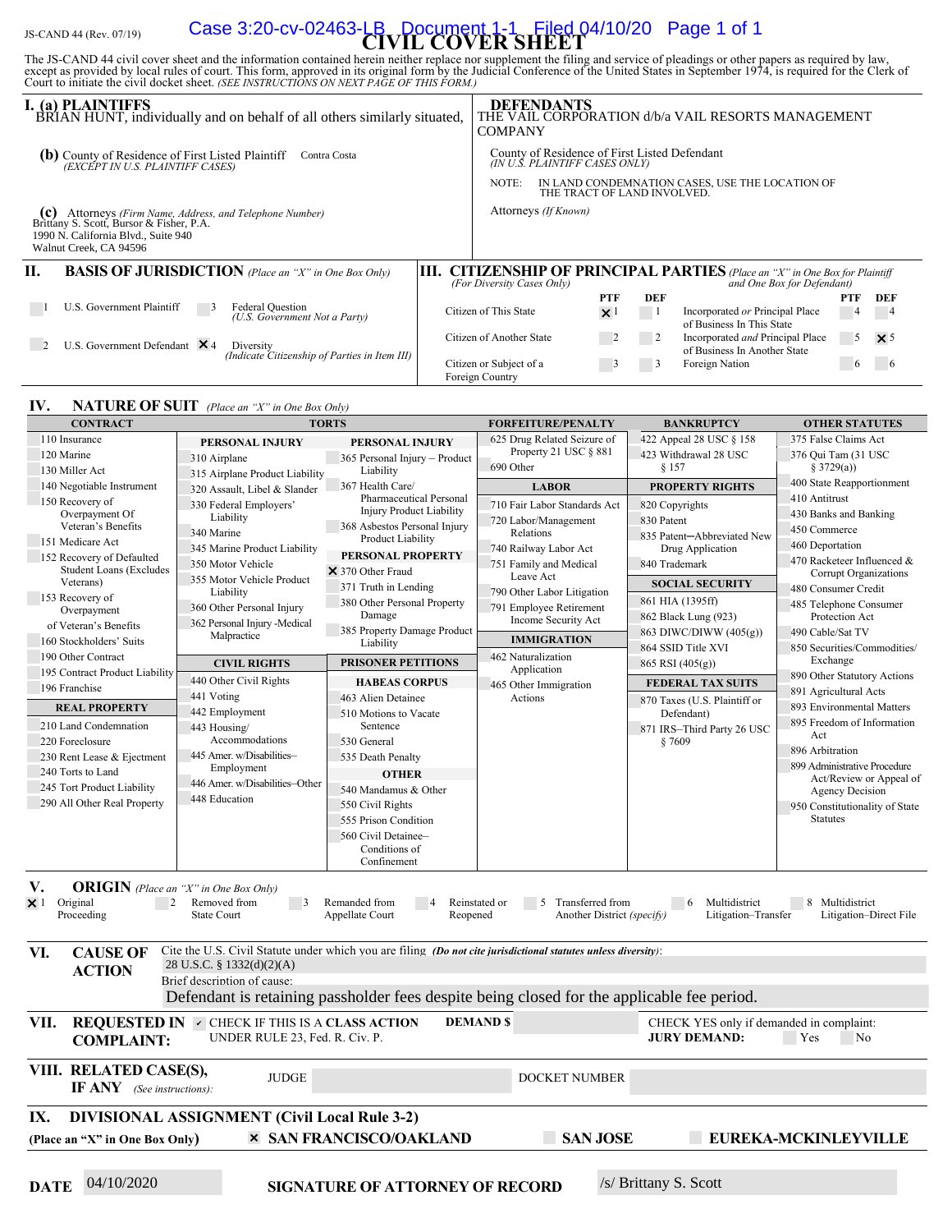JS-CAND 44 (Rev. 07/19)

# CIVIL COVER SHEET

The JS-CAND 44 civil cover sheet and the information contained herein neither replace nor supplement the filing and service of pleadings or other papers as required by law, except as provided by local rules of court. This form, approved in its original form by the Judicial Conference of the United States in September 1974, is required for the Clerk of Court to initiate the civil docket sheet. *(SEE INSTRUCTIONS ON NEXT PAGE OF THIS FORM.)*

## I. (a) PLAINTIFFS

BRIAN HUNT, individually and on behalf of all others similarly situated,

**DEFENDANTS**

THE VAIL CORPORATION d/b/a VAIL RESORTS MANAGEMENT COMPANY

**(b)** County of Residence of First Listed Plaintiff Contra Costa
*(EXCEPT IN U.S. PLAINTIFF CASES)*

County of Residence of First Listed Defendant
*(IN U.S. PLAINTIFF CASES ONLY)*

NOTE: IN LAND CONDEMNATION CASES, USE THE LOCATION OF THE TRACT OF LAND INVOLVED.

**(c)** Attorneys *(Firm Name, Address, and Telephone Number)*
Brittany S. Scott, Bursor & Fisher, P.A.
1990 N. California Blvd., Suite 940
Walnut Creek, CA 94596

Attorneys *(If Known)*

## II. BASIS OF JURISDICTION *(Place an "X" in One Box Only)*

- 1 U.S. Government Plaintiff
- 3 Federal Question *(U.S. Government Not a Party)*
- 2 U.S. Government Defendant
- X 4 Diversity *(Indicate Citizenship of Parties in Item III)*

## III. CITIZENSHIP OF PRINCIPAL PARTIES *(Place an "X" in One Box for Plaintiff and One Box for Defendant)*

*(For Diversity Cases Only)*

| | PTF | DEF | | PTF | DEF |
|---|---|---|---|---|---|
| Citizen of This State | X 1 | 1 | Incorporated *or* Principal Place of Business In This State | 4 | 4 |
| Citizen of Another State | 2 | 2 | Incorporated *and* Principal Place of Business In Another State | 5 | X 5 |
| Citizen or Subject of a Foreign Country | 3 | 3 | Foreign Nation | 6 | 6 |

## IV. NATURE OF SUIT *(Place an "X" in One Box Only)*

**CONTRACT**
- 110 Insurance
- 120 Marine
- 130 Miller Act
- 140 Negotiable Instrument
- 150 Recovery of Overpayment Of Veteran's Benefits
- 151 Medicare Act
- 152 Recovery of Defaulted Student Loans (Excludes Veterans)
- 153 Recovery of Overpayment of Veteran's Benefits
- 160 Stockholders' Suits
- 190 Other Contract
- 195 Contract Product Liability
- 196 Franchise

**REAL PROPERTY**
- 210 Land Condemnation
- 220 Foreclosure
- 230 Rent Lease & Ejectment
- 240 Torts to Land
- 245 Tort Product Liability
- 290 All Other Real Property

**TORTS**

PERSONAL INJURY
- 310 Airplane
- 315 Airplane Product Liability
- 320 Assault, Libel & Slander
- 330 Federal Employers' Liability
- 340 Marine
- 345 Marine Product Liability
- 350 Motor Vehicle
- 355 Motor Vehicle Product Liability
- 360 Other Personal Injury
- 362 Personal Injury -Medical Malpractice

PERSONAL INJURY
- 365 Personal Injury – Product Liability
- 367 Health Care/ Pharmaceutical Personal Injury Product Liability
- 368 Asbestos Personal Injury Product Liability

PERSONAL PROPERTY
- X 370 Other Fraud
- 371 Truth in Lending
- 380 Other Personal Property Damage
- 385 Property Damage Product Liability

**CIVIL RIGHTS**
- 440 Other Civil Rights
- 441 Voting
- 442 Employment
- 443 Housing/ Accommodations
- 445 Amer. w/Disabilities–Employment
- 446 Amer. w/Disabilities–Other
- 448 Education

**PRISONER PETITIONS**

HABEAS CORPUS
- 463 Alien Detainee
- 510 Motions to Vacate Sentence
- 530 General
- 535 Death Penalty

OTHER
- 540 Mandamus & Other
- 550 Civil Rights
- 555 Prison Condition
- 560 Civil Detainee– Conditions of Confinement

**FORFEITURE/PENALTY**
- 625 Drug Related Seizure of Property 21 USC § 881
- 690 Other

**LABOR**
- 710 Fair Labor Standards Act
- 720 Labor/Management Relations
- 740 Railway Labor Act
- 751 Family and Medical Leave Act
- 790 Other Labor Litigation
- 791 Employee Retirement Income Security Act

**IMMIGRATION**
- 462 Naturalization Application
- 465 Other Immigration Actions

**BANKRUPTCY**
- 422 Appeal 28 USC § 158
- 423 Withdrawal 28 USC § 157

**PROPERTY RIGHTS**
- 820 Copyrights
- 830 Patent
- 835 Patent─Abbreviated New Drug Application
- 840 Trademark

**SOCIAL SECURITY**
- 861 HIA (1395ff)
- 862 Black Lung (923)
- 863 DIWC/DIWW (405(g))
- 864 SSID Title XVI
- 865 RSI (405(g))

**FEDERAL TAX SUITS**
- 870 Taxes (U.S. Plaintiff or Defendant)
- 871 IRS–Third Party 26 USC § 7609

**OTHER STATUTES**
- 375 False Claims Act
- 376 Qui Tam (31 USC § 3729(a))
- 400 State Reapportionment
- 410 Antitrust
- 430 Banks and Banking
- 450 Commerce
- 460 Deportation
- 470 Racketeer Influenced & Corrupt Organizations
- 480 Consumer Credit
- 485 Telephone Consumer Protection Act
- 490 Cable/Sat TV
- 850 Securities/Commodities/ Exchange
- 890 Other Statutory Actions
- 891 Agricultural Acts
- 893 Environmental Matters
- 895 Freedom of Information Act
- 896 Arbitration
- 899 Administrative Procedure Act/Review or Appeal of Agency Decision
- 950 Constitutionality of State Statutes

## V. ORIGIN *(Place an "X" in One Box Only)*

- X 1 Original Proceeding
- 2 Removed from State Court
- 3 Remanded from Appellate Court
- 4 Reinstated or Reopened
- 5 Transferred from Another District *(specify)*
- 6 Multidistrict Litigation–Transfer
- 8 Multidistrict Litigation–Direct File

## VI. CAUSE OF ACTION

Cite the U.S. Civil Statute under which you are filing *(Do not cite jurisdictional statutes unless diversity)*:
28 U.S.C. § 1332(d)(2)(A)

Brief description of cause:
Defendant is retaining passholder fees despite being closed for the applicable fee period.

## VII. REQUESTED IN COMPLAINT:

✓ CHECK IF THIS IS A **CLASS ACTION** UNDER RULE 23, Fed. R. Civ. P.

**DEMAND $**

CHECK YES only if demanded in complaint:
**JURY DEMAND:** Yes No

## VIII. RELATED CASE(S), IF ANY *(See instructions)*:

JUDGE DOCKET NUMBER

## IX. DIVISIONAL ASSIGNMENT (Civil Local Rule 3-2)

**(Place an "X" in One Box Only)**

- X **SAN FRANCISCO/OAKLAND**
- **SAN JOSE**
- **EUREKA-MCKINLEYVILLE**

**DATE** 04/10/2020 **SIGNATURE OF ATTORNEY OF RECORD** /s/ Brittany S. Scott